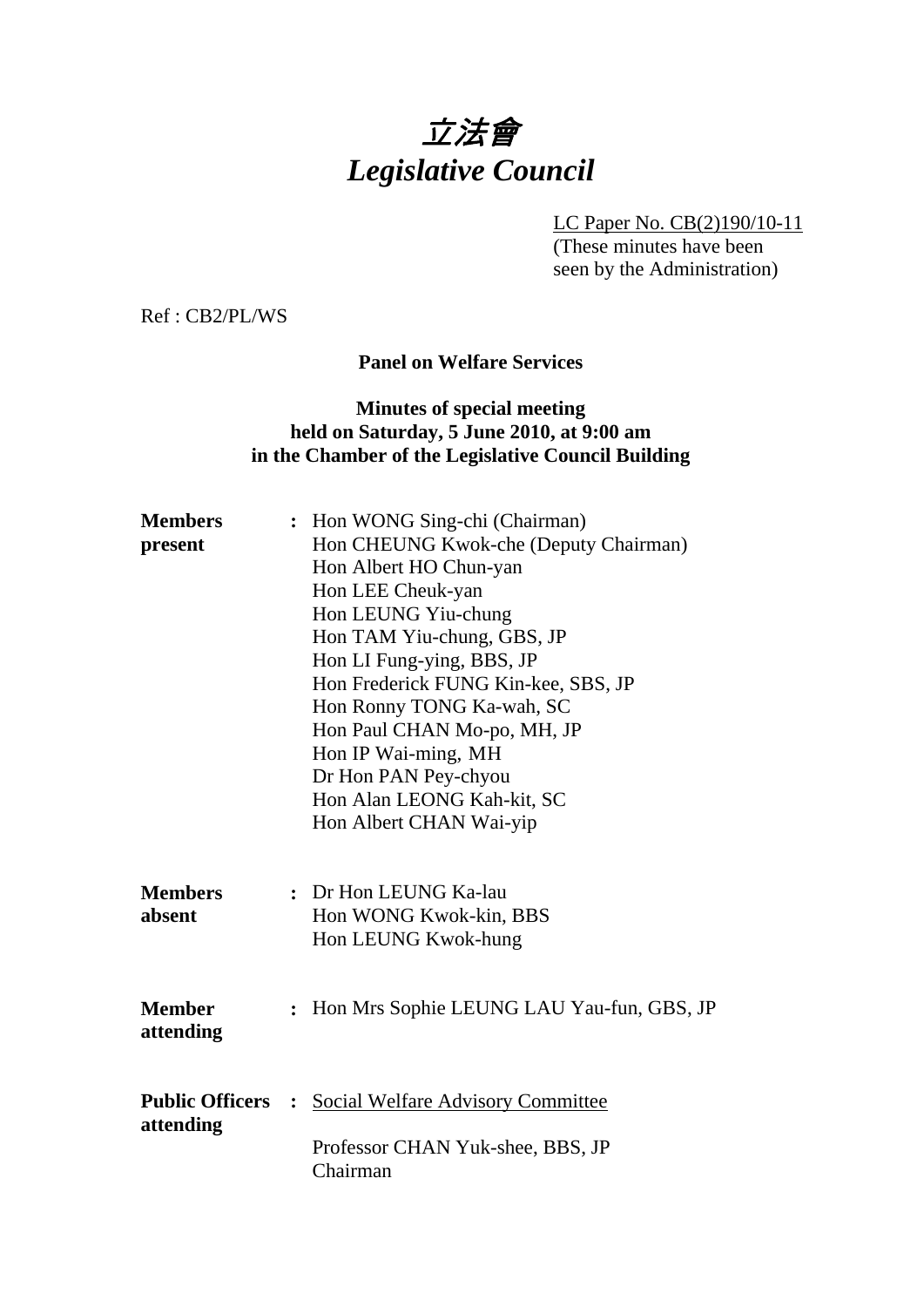# 立法會
# *Legislative Council*

LC Paper No. CB(2)190/10-11
(These minutes have been seen by the Administration)

Ref : CB2/PL/WS

**Panel on Welfare Services**

**Minutes of special meeting held on Saturday, 5 June 2010, at 9:00 am in the Chamber of the Legislative Council Building**

**Members present** : Hon WONG Sing-chi (Chairman)
Hon CHEUNG Kwok-che (Deputy Chairman)
Hon Albert HO Chun-yan
Hon LEE Cheuk-yan
Hon LEUNG Yiu-chung
Hon TAM Yiu-chung, GBS, JP
Hon LI Fung-ying, BBS, JP
Hon Frederick FUNG Kin-kee, SBS, JP
Hon Ronny TONG Ka-wah, SC
Hon Paul CHAN Mo-po, MH, JP
Hon IP Wai-ming, MH
Dr Hon PAN Pey-chyou
Hon Alan LEONG Kah-kit, SC
Hon Albert CHAN Wai-yip

**Members absent** : Dr Hon LEUNG Ka-lau
Hon WONG Kwok-kin, BBS
Hon LEUNG Kwok-hung

**Member attending** : Hon Mrs Sophie LEUNG LAU Yau-fun, GBS, JP

**Public Officers attending** : Social Welfare Advisory Committee

Professor CHAN Yuk-shee, BBS, JP
Chairman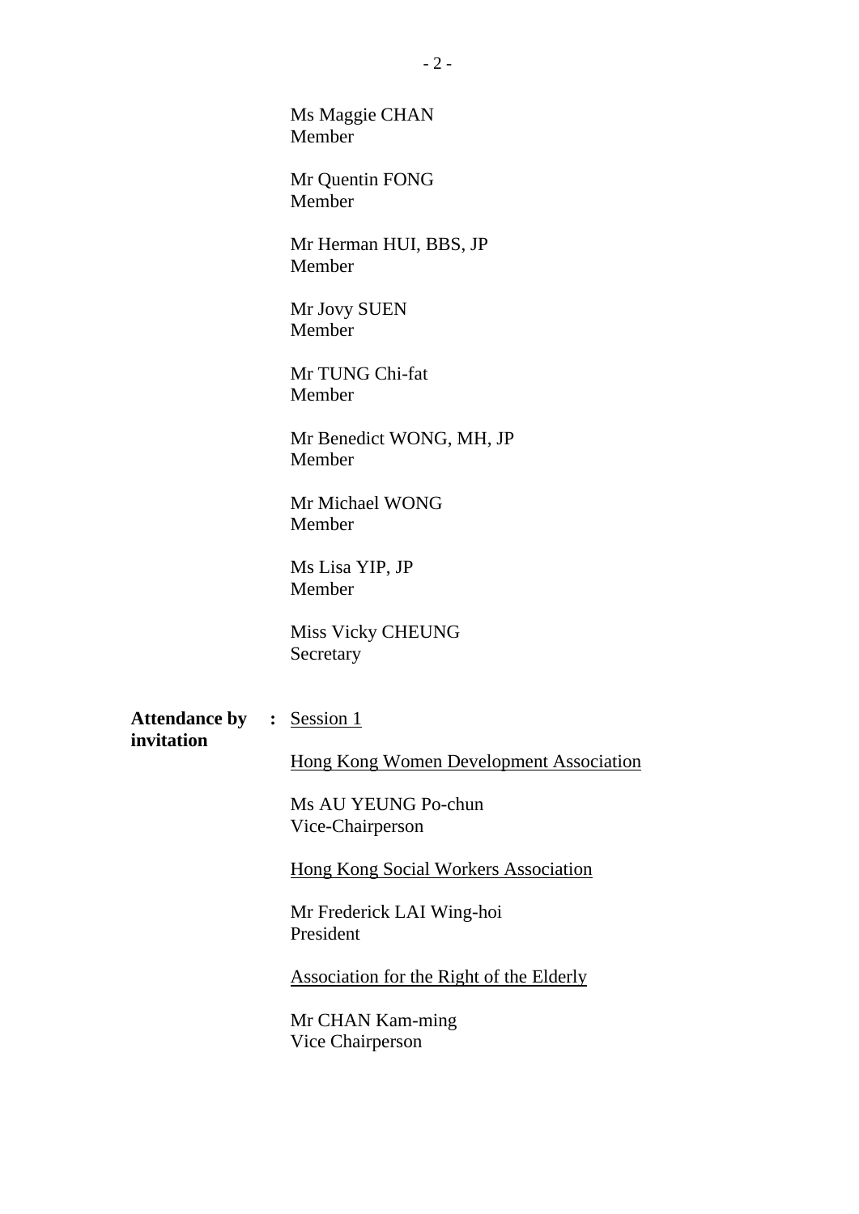Ms Maggie CHAN
Member

Mr Quentin FONG
Member

Mr Herman HUI, BBS, JP
Member

Mr Jovy SUEN
Member

Mr TUNG Chi-fat
Member

Mr Benedict WONG, MH, JP
Member

Mr Michael WONG
Member

Ms Lisa YIP, JP
Member

Miss Vicky CHEUNG
Secretary

**Attendance by invitation** : Session 1

Hong Kong Women Development Association

Ms AU YEUNG Po-chun
Vice-Chairperson

Hong Kong Social Workers Association

Mr Frederick LAI Wing-hoi
President

Association for the Right of the Elderly

Mr CHAN Kam-ming
Vice Chairperson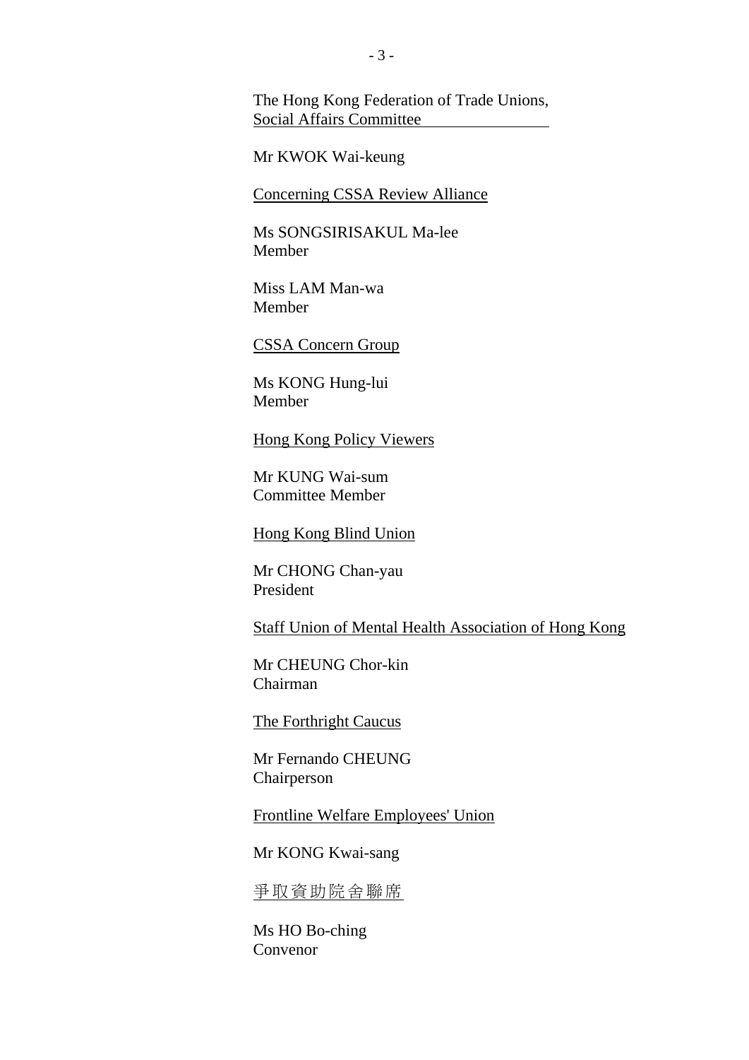<u>The Hong Kong Federation of Trade Unions, Social Affairs Committee</u>

Mr KWOK Wai-keung

<u>Concerning CSSA Review Alliance</u>

Ms SONGSIRISAKUL Ma-lee
Member

Miss LAM Man-wa
Member

<u>CSSA Concern Group</u>

Ms KONG Hung-lui
Member

<u>Hong Kong Policy Viewers</u>

Mr KUNG Wai-sum
Committee Member

<u>Hong Kong Blind Union</u>

Mr CHONG Chan-yau
President

<u>Staff Union of Mental Health Association of Hong Kong</u>

Mr CHEUNG Chor-kin
Chairman

<u>The Forthright Caucus</u>

Mr Fernando CHEUNG
Chairperson

<u>Frontline Welfare Employees' Union</u>

Mr KONG Kwai-sang

<u>爭取資助院舍聯席</u>

Ms HO Bo-ching
Convenor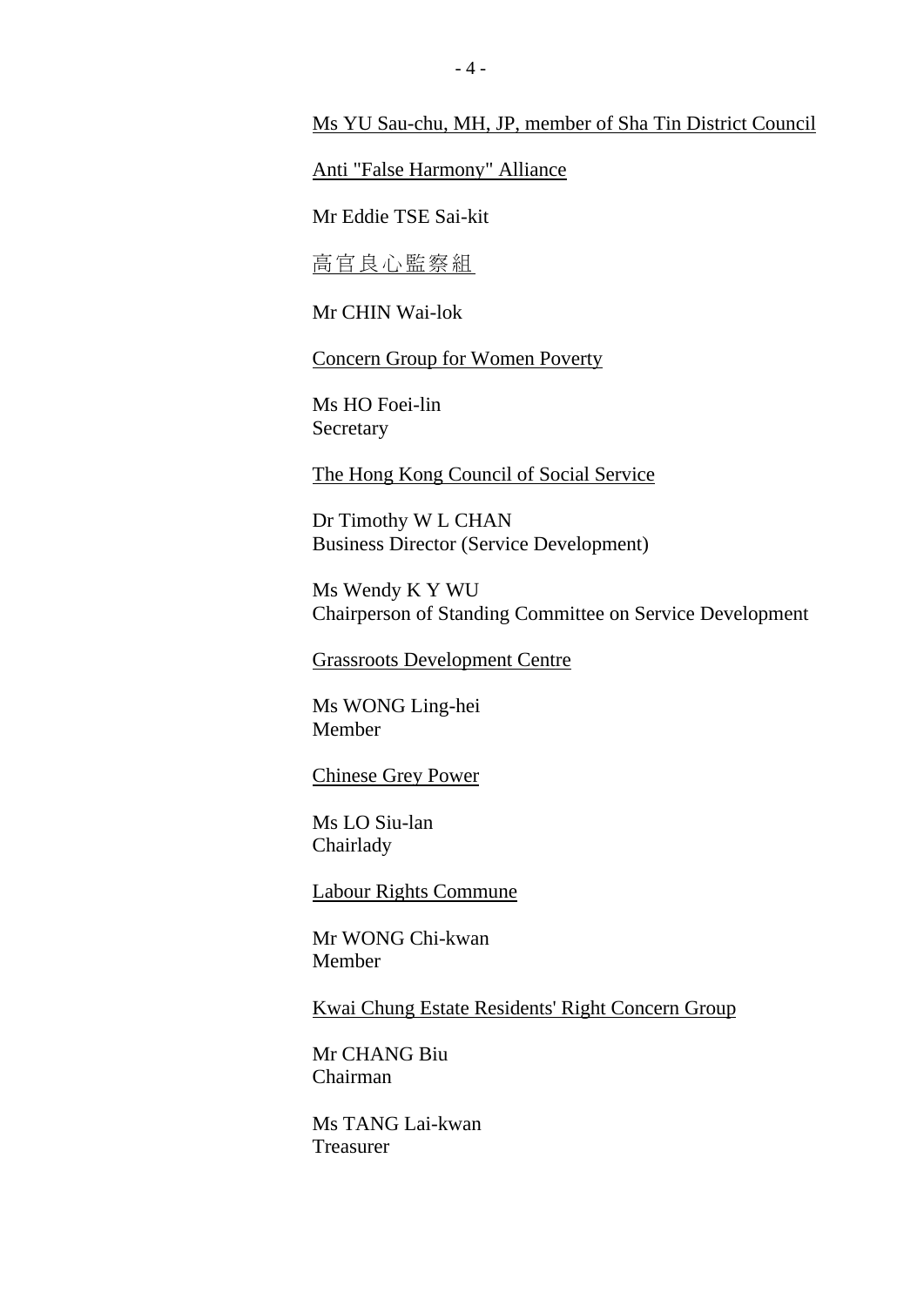Ms YU Sau-chu, MH, JP, member of Sha Tin District Council

Anti "False Harmony" Alliance

Mr Eddie TSE Sai-kit

高官良心監察組

Mr CHIN Wai-lok

Concern Group for Women Poverty

Ms HO Foei-lin
Secretary

The Hong Kong Council of Social Service

Dr Timothy W L CHAN
Business Director (Service Development)

Ms Wendy K Y WU
Chairperson of Standing Committee on Service Development

Grassroots Development Centre

Ms WONG Ling-hei
Member

Chinese Grey Power

Ms LO Siu-lan
Chairlady

Labour Rights Commune

Mr WONG Chi-kwan
Member

Kwai Chung Estate Residents' Right Concern Group

Mr CHANG Biu
Chairman

Ms TANG Lai-kwan
Treasurer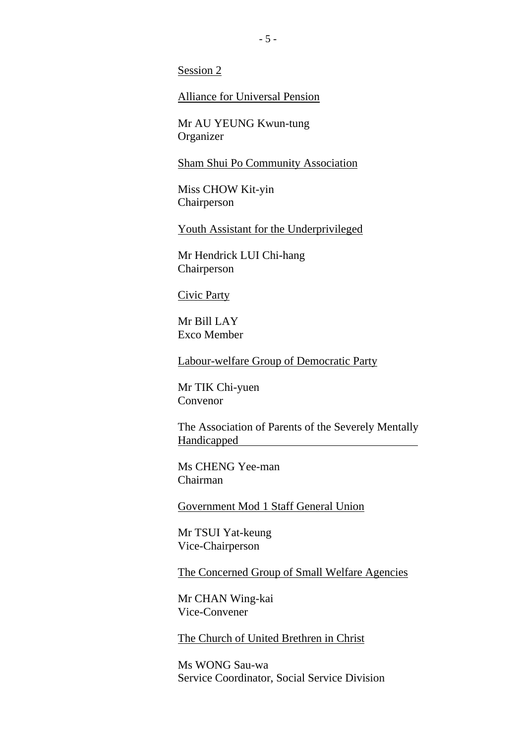Session 2

Alliance for Universal Pension

Mr AU YEUNG Kwun-tung
Organizer

Sham Shui Po Community Association

Miss CHOW Kit-yin
Chairperson

Youth Assistant for the Underprivileged

Mr Hendrick LUI Chi-hang
Chairperson

Civic Party

Mr Bill LAY
Exco Member

Labour-welfare Group of Democratic Party

Mr TIK Chi-yuen
Convenor

The Association of Parents of the Severely Mentally Handicapped

Ms CHENG Yee-man
Chairman

Government Mod 1 Staff General Union

Mr TSUI Yat-keung
Vice-Chairperson

The Concerned Group of Small Welfare Agencies

Mr CHAN Wing-kai
Vice-Convener

The Church of United Brethren in Christ

Ms WONG Sau-wa
Service Coordinator, Social Service Division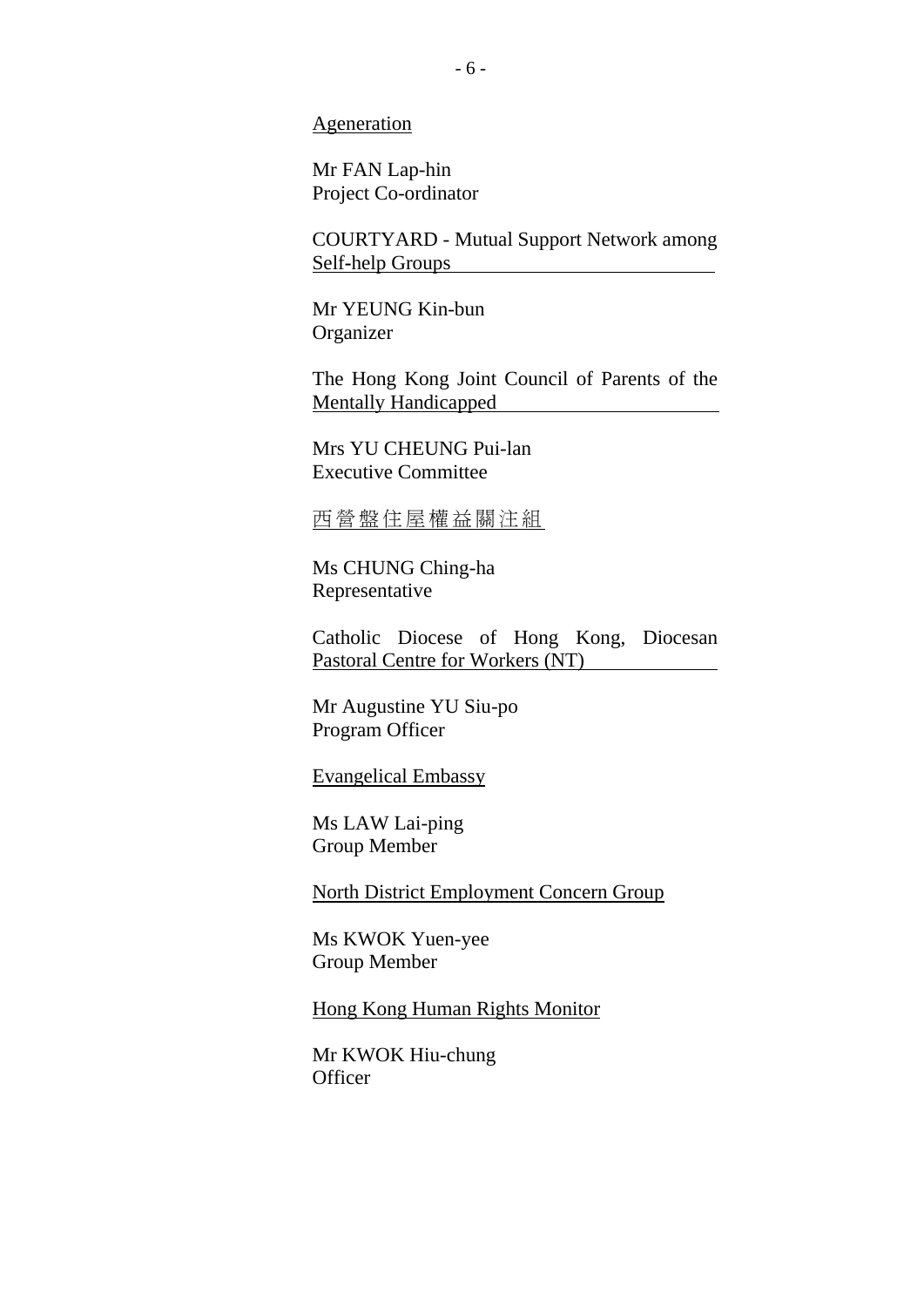<u>Ageneration</u>

Mr FAN Lap-hin
Project Co-ordinator

<u>COURTYARD - Mutual Support Network among Self-help Groups</u>

Mr YEUNG Kin-bun
Organizer

<u>The Hong Kong Joint Council of Parents of the Mentally Handicapped</u>

Mrs YU CHEUNG Pui-lan
Executive Committee

<u>西營盤住屋權益關注組</u>

Ms CHUNG Ching-ha
Representative

<u>Catholic Diocese of Hong Kong, Diocesan Pastoral Centre for Workers (NT)</u>

Mr Augustine YU Siu-po
Program Officer

<u>Evangelical Embassy</u>

Ms LAW Lai-ping
Group Member

<u>North District Employment Concern Group</u>

Ms KWOK Yuen-yee
Group Member

<u>Hong Kong Human Rights Monitor</u>

Mr KWOK Hiu-chung
Officer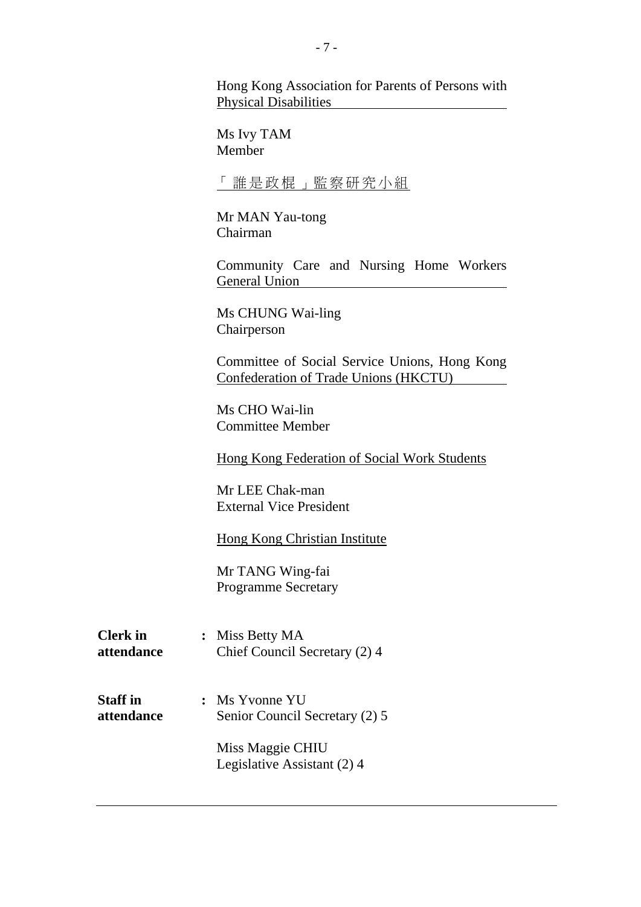Hong Kong Association for Parents of Persons with Physical Disabilities

Ms Ivy TAM
Member

「誰是政棍」監察研究小組

Mr MAN Yau-tong
Chairman

Community Care and Nursing Home Workers General Union

Ms CHUNG Wai-ling
Chairperson

Committee of Social Service Unions, Hong Kong Confederation of Trade Unions (HKCTU)

Ms CHO Wai-lin
Committee Member

Hong Kong Federation of Social Work Students

Mr LEE Chak-man
External Vice President

Hong Kong Christian Institute

Mr TANG Wing-fai
Programme Secretary

**Clerk in attendance** : Miss Betty MA
Chief Council Secretary (2) 4

**Staff in attendance** : Ms Yvonne YU
Senior Council Secretary (2) 5

Miss Maggie CHIU
Legislative Assistant (2) 4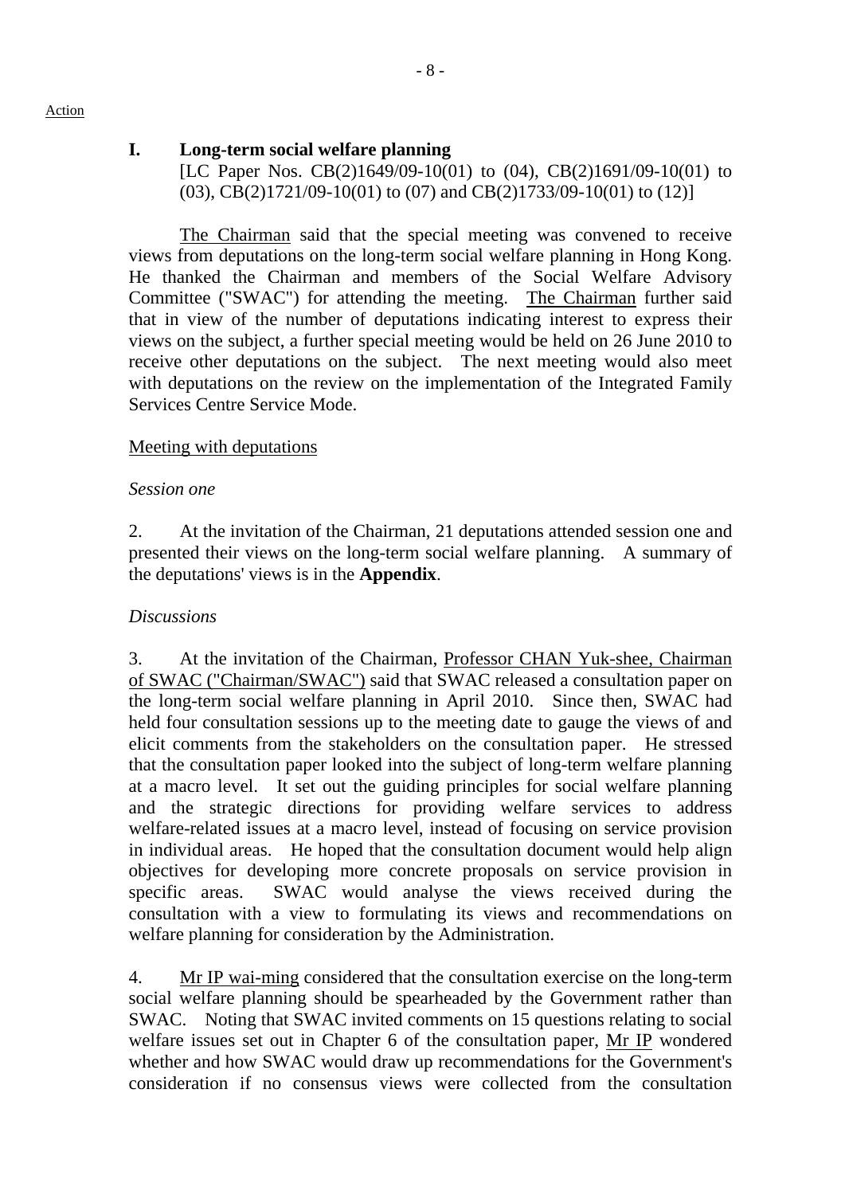Action

### I. Long-term social welfare planning

[LC Paper Nos. CB(2)1649/09-10(01) to (04), CB(2)1691/09-10(01) to (03), CB(2)1721/09-10(01) to (07) and CB(2)1733/09-10(01) to (12)]

The Chairman said that the special meeting was convened to receive views from deputations on the long-term social welfare planning in Hong Kong. He thanked the Chairman and members of the Social Welfare Advisory Committee ("SWAC") for attending the meeting. The Chairman further said that in view of the number of deputations indicating interest to express their views on the subject, a further special meeting would be held on 26 June 2010 to receive other deputations on the subject. The next meeting would also meet with deputations on the review on the implementation of the Integrated Family Services Centre Service Mode.

Meeting with deputations

*Session one*

2. At the invitation of the Chairman, 21 deputations attended session one and presented their views on the long-term social welfare planning. A summary of the deputations' views is in the **Appendix**.

*Discussions*

3. At the invitation of the Chairman, Professor CHAN Yuk-shee, Chairman of SWAC ("Chairman/SWAC") said that SWAC released a consultation paper on the long-term social welfare planning in April 2010. Since then, SWAC had held four consultation sessions up to the meeting date to gauge the views of and elicit comments from the stakeholders on the consultation paper. He stressed that the consultation paper looked into the subject of long-term welfare planning at a macro level. It set out the guiding principles for social welfare planning and the strategic directions for providing welfare services to address welfare-related issues at a macro level, instead of focusing on service provision in individual areas. He hoped that the consultation document would help align objectives for developing more concrete proposals on service provision in specific areas. SWAC would analyse the views received during the consultation with a view to formulating its views and recommendations on welfare planning for consideration by the Administration.

4. Mr IP wai-ming considered that the consultation exercise on the long-term social welfare planning should be spearheaded by the Government rather than SWAC. Noting that SWAC invited comments on 15 questions relating to social welfare issues set out in Chapter 6 of the consultation paper, Mr IP wondered whether and how SWAC would draw up recommendations for the Government's consideration if no consensus views were collected from the consultation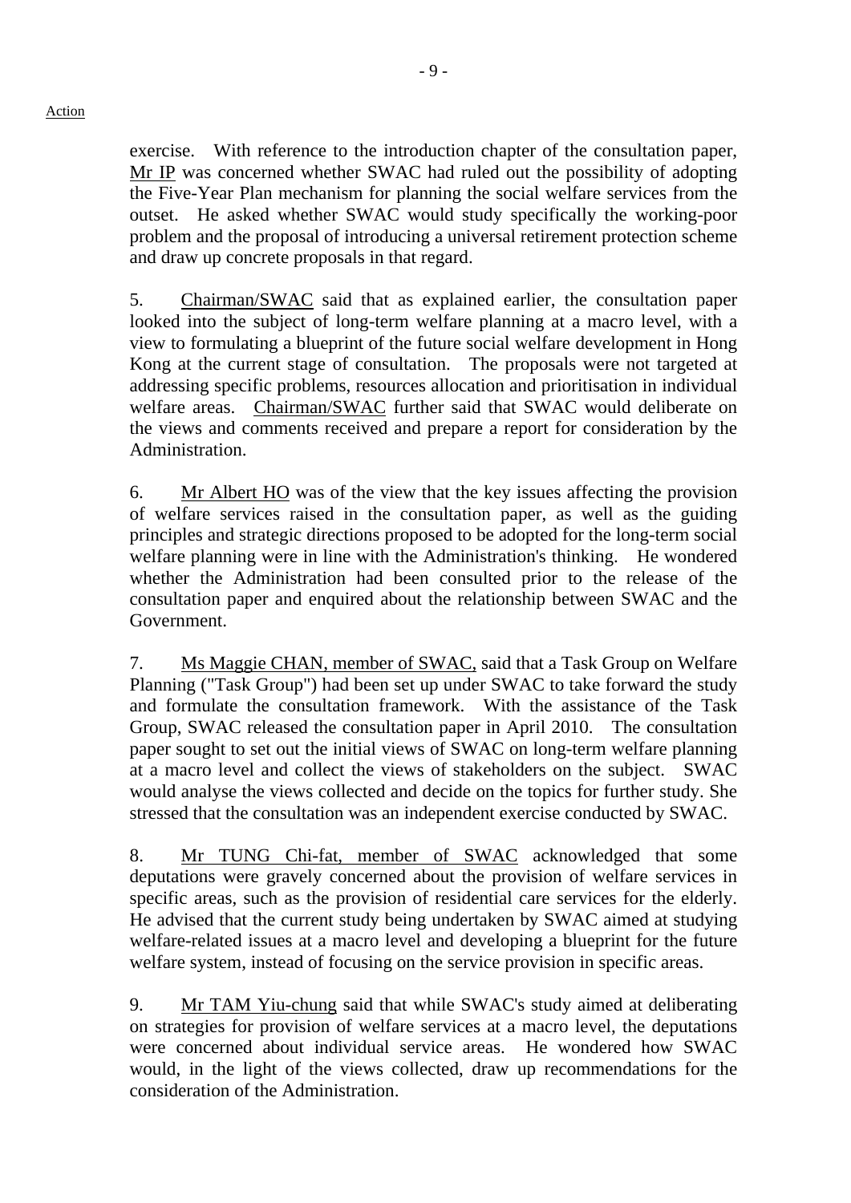Action

exercise. With reference to the introduction chapter of the consultation paper, Mr IP was concerned whether SWAC had ruled out the possibility of adopting the Five-Year Plan mechanism for planning the social welfare services from the outset. He asked whether SWAC would study specifically the working-poor problem and the proposal of introducing a universal retirement protection scheme and draw up concrete proposals in that regard.

5. Chairman/SWAC said that as explained earlier, the consultation paper looked into the subject of long-term welfare planning at a macro level, with a view to formulating a blueprint of the future social welfare development in Hong Kong at the current stage of consultation. The proposals were not targeted at addressing specific problems, resources allocation and prioritisation in individual welfare areas. Chairman/SWAC further said that SWAC would deliberate on the views and comments received and prepare a report for consideration by the Administration.

6. Mr Albert HO was of the view that the key issues affecting the provision of welfare services raised in the consultation paper, as well as the guiding principles and strategic directions proposed to be adopted for the long-term social welfare planning were in line with the Administration's thinking. He wondered whether the Administration had been consulted prior to the release of the consultation paper and enquired about the relationship between SWAC and the Government.

7. Ms Maggie CHAN, member of SWAC, said that a Task Group on Welfare Planning ("Task Group") had been set up under SWAC to take forward the study and formulate the consultation framework. With the assistance of the Task Group, SWAC released the consultation paper in April 2010. The consultation paper sought to set out the initial views of SWAC on long-term welfare planning at a macro level and collect the views of stakeholders on the subject. SWAC would analyse the views collected and decide on the topics for further study. She stressed that the consultation was an independent exercise conducted by SWAC.

8. Mr TUNG Chi-fat, member of SWAC acknowledged that some deputations were gravely concerned about the provision of welfare services in specific areas, such as the provision of residential care services for the elderly. He advised that the current study being undertaken by SWAC aimed at studying welfare-related issues at a macro level and developing a blueprint for the future welfare system, instead of focusing on the service provision in specific areas.

9. Mr TAM Yiu-chung said that while SWAC's study aimed at deliberating on strategies for provision of welfare services at a macro level, the deputations were concerned about individual service areas. He wondered how SWAC would, in the light of the views collected, draw up recommendations for the consideration of the Administration.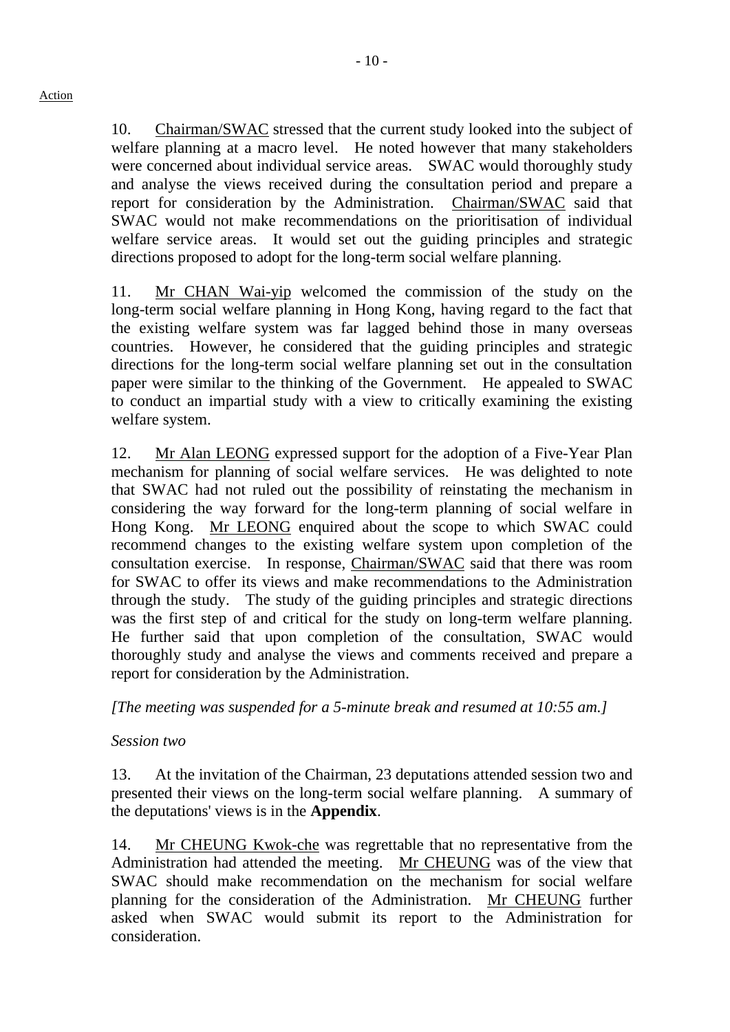Action

10. Chairman/SWAC stressed that the current study looked into the subject of welfare planning at a macro level. He noted however that many stakeholders were concerned about individual service areas. SWAC would thoroughly study and analyse the views received during the consultation period and prepare a report for consideration by the Administration. Chairman/SWAC said that SWAC would not make recommendations on the prioritisation of individual welfare service areas. It would set out the guiding principles and strategic directions proposed to adopt for the long-term social welfare planning.

11. Mr CHAN Wai-yip welcomed the commission of the study on the long-term social welfare planning in Hong Kong, having regard to the fact that the existing welfare system was far lagged behind those in many overseas countries. However, he considered that the guiding principles and strategic directions for the long-term social welfare planning set out in the consultation paper were similar to the thinking of the Government. He appealed to SWAC to conduct an impartial study with a view to critically examining the existing welfare system.

12. Mr Alan LEONG expressed support for the adoption of a Five-Year Plan mechanism for planning of social welfare services. He was delighted to note that SWAC had not ruled out the possibility of reinstating the mechanism in considering the way forward for the long-term planning of social welfare in Hong Kong. Mr LEONG enquired about the scope to which SWAC could recommend changes to the existing welfare system upon completion of the consultation exercise. In response, Chairman/SWAC said that there was room for SWAC to offer its views and make recommendations to the Administration through the study. The study of the guiding principles and strategic directions was the first step of and critical for the study on long-term welfare planning. He further said that upon completion of the consultation, SWAC would thoroughly study and analyse the views and comments received and prepare a report for consideration by the Administration.

*[The meeting was suspended for a 5-minute break and resumed at 10:55 am.]*

*Session two*

13. At the invitation of the Chairman, 23 deputations attended session two and presented their views on the long-term social welfare planning. A summary of the deputations' views is in the **Appendix**.

14. Mr CHEUNG Kwok-che was regrettable that no representative from the Administration had attended the meeting. Mr CHEUNG was of the view that SWAC should make recommendation on the mechanism for social welfare planning for the consideration of the Administration. Mr CHEUNG further asked when SWAC would submit its report to the Administration for consideration.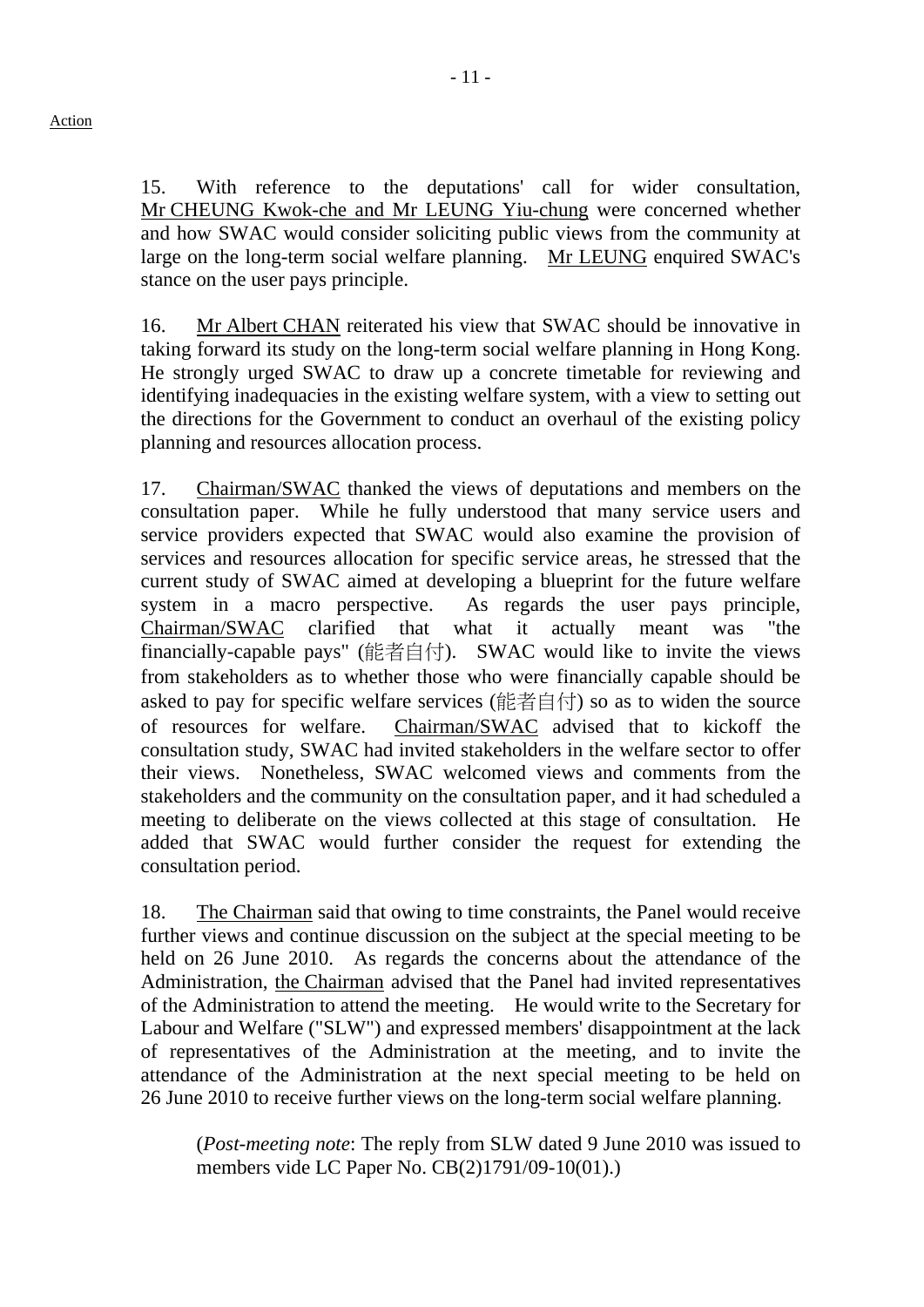Action

15. With reference to the deputations' call for wider consultation, Mr CHEUNG Kwok-che and Mr LEUNG Yiu-chung were concerned whether and how SWAC would consider soliciting public views from the community at large on the long-term social welfare planning. Mr LEUNG enquired SWAC's stance on the user pays principle.

16. Mr Albert CHAN reiterated his view that SWAC should be innovative in taking forward its study on the long-term social welfare planning in Hong Kong. He strongly urged SWAC to draw up a concrete timetable for reviewing and identifying inadequacies in the existing welfare system, with a view to setting out the directions for the Government to conduct an overhaul of the existing policy planning and resources allocation process.

17. Chairman/SWAC thanked the views of deputations and members on the consultation paper. While he fully understood that many service users and service providers expected that SWAC would also examine the provision of services and resources allocation for specific service areas, he stressed that the current study of SWAC aimed at developing a blueprint for the future welfare system in a macro perspective. As regards the user pays principle, Chairman/SWAC clarified that what it actually meant was "the financially-capable pays" (能者自付). SWAC would like to invite the views from stakeholders as to whether those who were financially capable should be asked to pay for specific welfare services (能者自付) so as to widen the source of resources for welfare. Chairman/SWAC advised that to kickoff the consultation study, SWAC had invited stakeholders in the welfare sector to offer their views. Nonetheless, SWAC welcomed views and comments from the stakeholders and the community on the consultation paper, and it had scheduled a meeting to deliberate on the views collected at this stage of consultation. He added that SWAC would further consider the request for extending the consultation period.

18. The Chairman said that owing to time constraints, the Panel would receive further views and continue discussion on the subject at the special meeting to be held on 26 June 2010. As regards the concerns about the attendance of the Administration, the Chairman advised that the Panel had invited representatives of the Administration to attend the meeting. He would write to the Secretary for Labour and Welfare ("SLW") and expressed members' disappointment at the lack of representatives of the Administration at the meeting, and to invite the attendance of the Administration at the next special meeting to be held on 26 June 2010 to receive further views on the long-term social welfare planning.

> (*Post-meeting note*: The reply from SLW dated 9 June 2010 was issued to members vide LC Paper No. CB(2)1791/09-10(01).)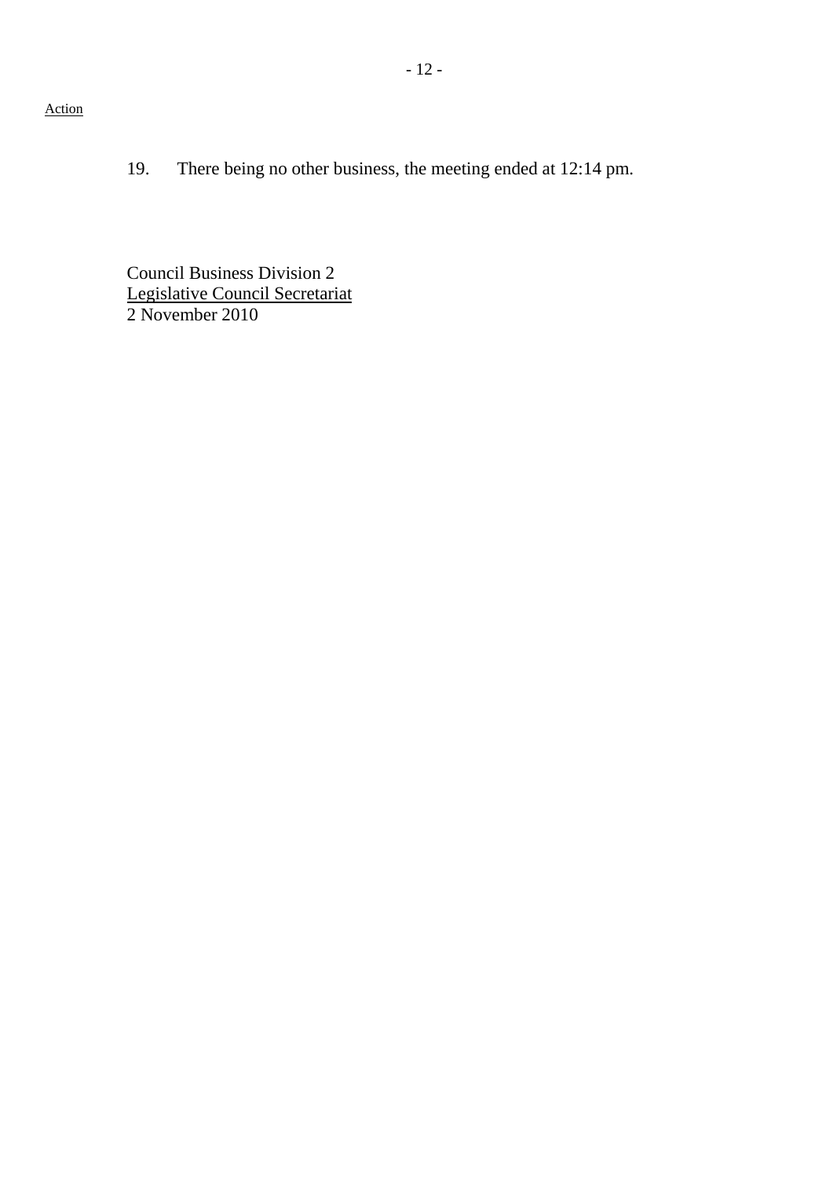Action

19. There being no other business, the meeting ended at 12:14 pm.

Council Business Division 2
Legislative Council Secretariat
2 November 2010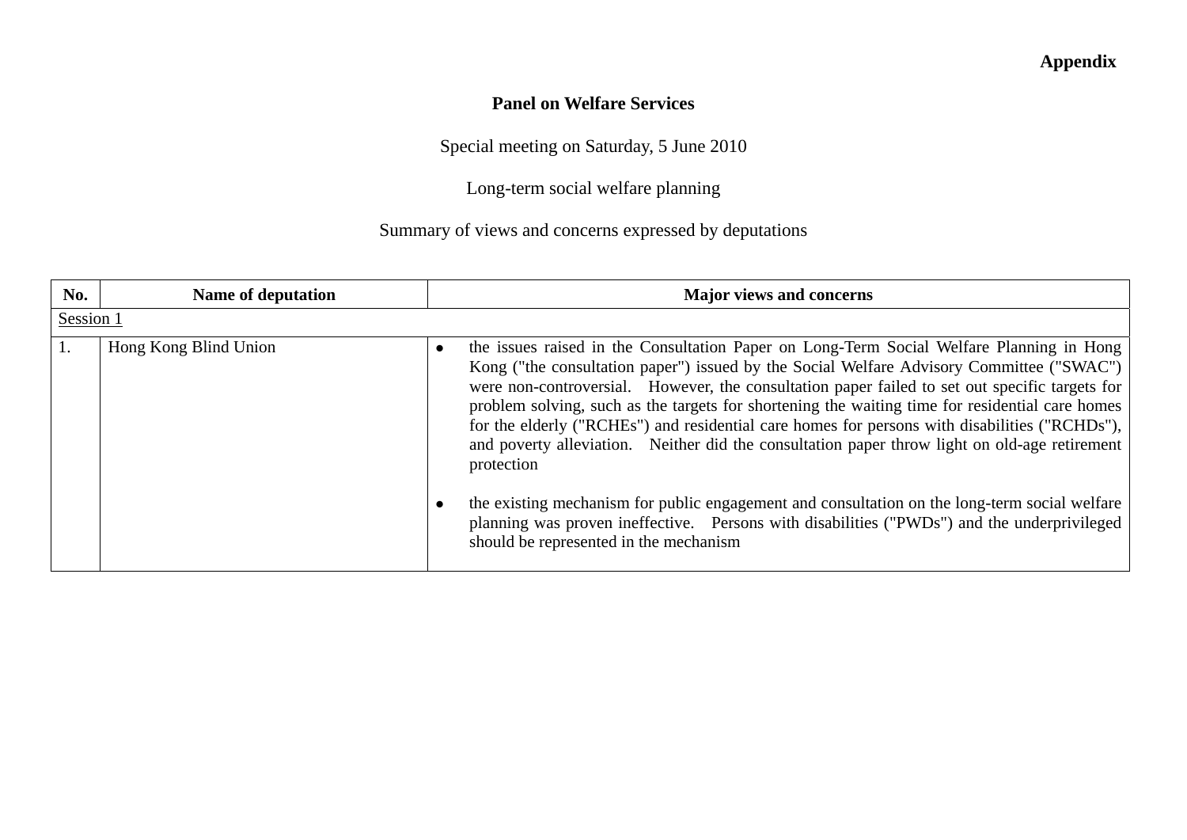**Appendix**

**Panel on Welfare Services**

Special meeting on Saturday, 5 June 2010

Long-term social welfare planning

Summary of views and concerns expressed by deputations

| No. | Name of deputation | Major views and concerns |
|---|---|---|
| Session 1 | | |
| 1. | Hong Kong Blind Union | • the issues raised in the Consultation Paper on Long-Term Social Welfare Planning in Hong Kong ("the consultation paper") issued by the Social Welfare Advisory Committee ("SWAC") were non-controversial. However, the consultation paper failed to set out specific targets for problem solving, such as the targets for shortening the waiting time for residential care homes for the elderly ("RCHEs") and residential care homes for persons with disabilities ("RCHDs"), and poverty alleviation. Neither did the consultation paper throw light on old-age retirement protection<br><br>• the existing mechanism for public engagement and consultation on the long-term social welfare planning was proven ineffective. Persons with disabilities ("PWDs") and the underprivileged should be represented in the mechanism |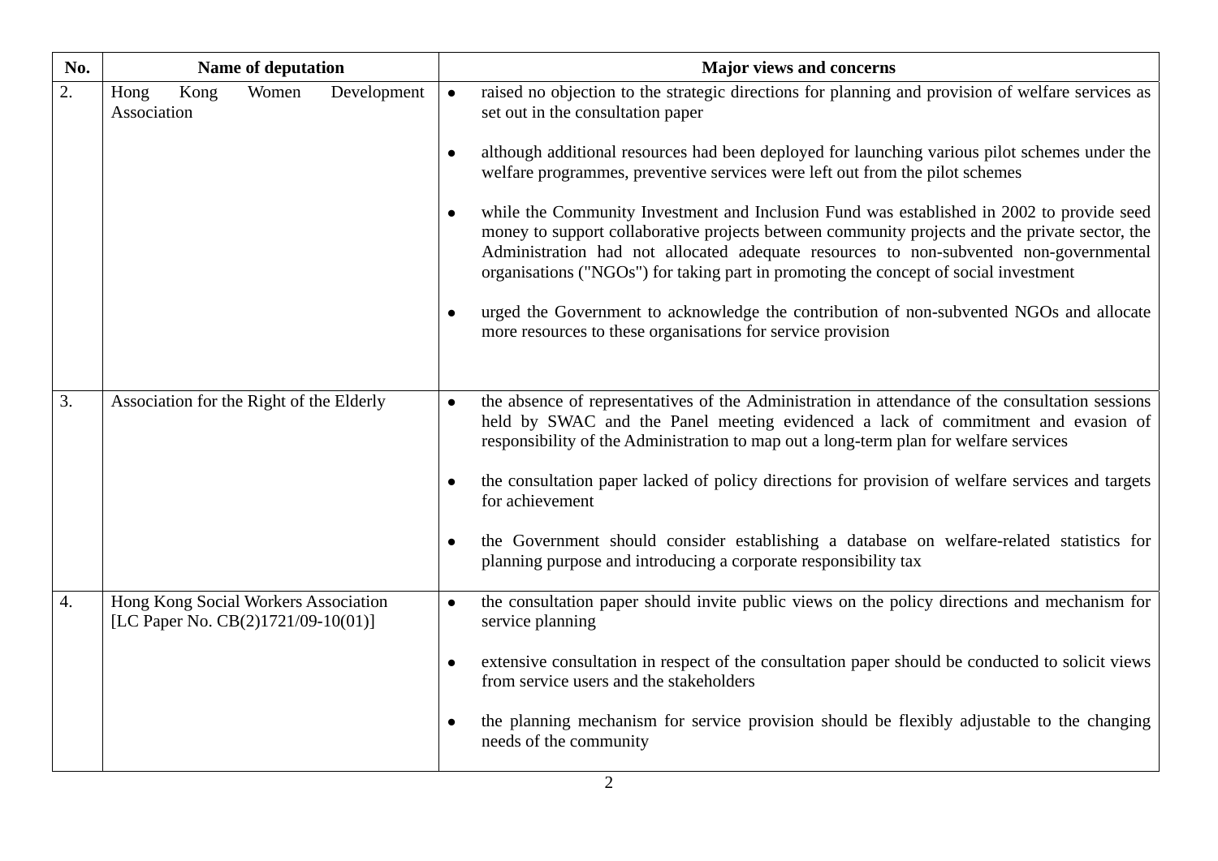| No. | Name of deputation | Major views and concerns |
|---|---|---|
| 2. | Hong Kong Women Development Association | • raised no objection to the strategic directions for planning and provision of welfare services as set out in the consultation paper<br><br>• although additional resources had been deployed for launching various pilot schemes under the welfare programmes, preventive services were left out from the pilot schemes<br><br>• while the Community Investment and Inclusion Fund was established in 2002 to provide seed money to support collaborative projects between community projects and the private sector, the Administration had not allocated adequate resources to non-subvented non-governmental organisations ("NGOs") for taking part in promoting the concept of social investment<br><br>• urged the Government to acknowledge the contribution of non-subvented NGOs and allocate more resources to these organisations for service provision |
| 3. | Association for the Right of the Elderly | • the absence of representatives of the Administration in attendance of the consultation sessions held by SWAC and the Panel meeting evidenced a lack of commitment and evasion of responsibility of the Administration to map out a long-term plan for welfare services<br><br>• the consultation paper lacked of policy directions for provision of welfare services and targets for achievement<br><br>• the Government should consider establishing a database on welfare-related statistics for planning purpose and introducing a corporate responsibility tax |
| 4. | Hong Kong Social Workers Association [LC Paper No. CB(2)1721/09-10(01)] | • the consultation paper should invite public views on the policy directions and mechanism for service planning<br><br>• extensive consultation in respect of the consultation paper should be conducted to solicit views from service users and the stakeholders<br><br>• the planning mechanism for service provision should be flexibly adjustable to the changing needs of the community |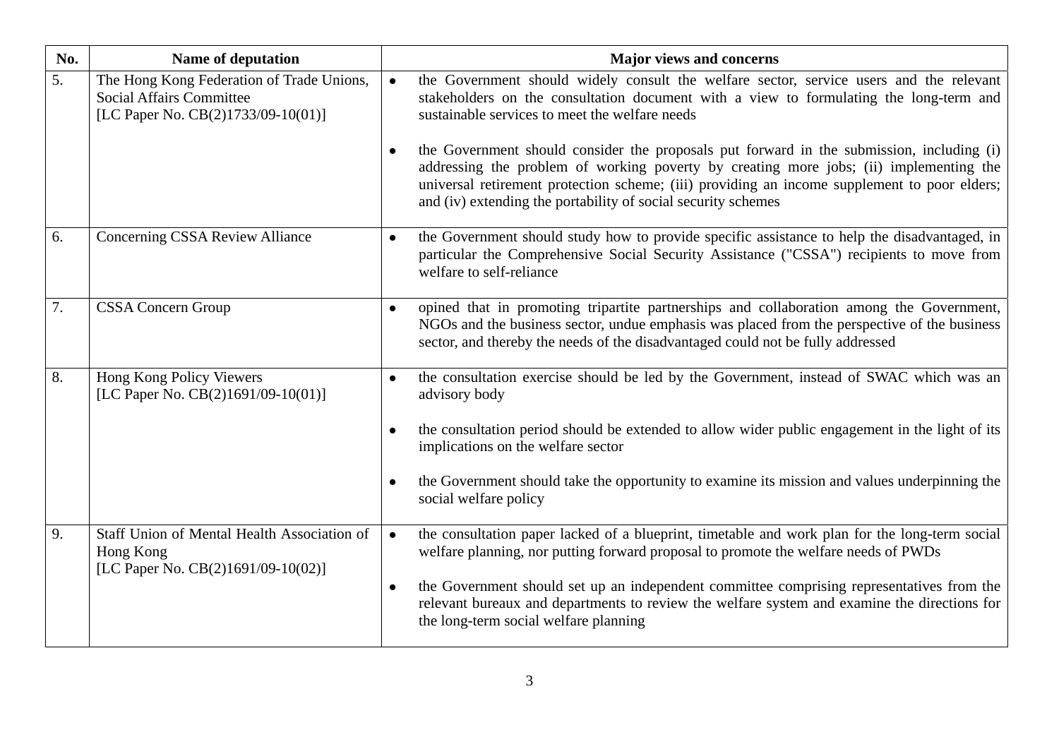| No. | Name of deputation | Major views and concerns |
|---|---|---|
| 5. | The Hong Kong Federation of Trade Unions, Social Affairs Committee [LC Paper No. CB(2)1733/09-10(01)] | • the Government should widely consult the welfare sector, service users and the relevant stakeholders on the consultation document with a view to formulating the long-term and sustainable services to meet the welfare needs<br><br>• the Government should consider the proposals put forward in the submission, including (i) addressing the problem of working poverty by creating more jobs; (ii) implementing the universal retirement protection scheme; (iii) providing an income supplement to poor elders; and (iv) extending the portability of social security schemes |
| 6. | Concerning CSSA Review Alliance | • the Government should study how to provide specific assistance to help the disadvantaged, in particular the Comprehensive Social Security Assistance ("CSSA") recipients to move from welfare to self-reliance |
| 7. | CSSA Concern Group | • opined that in promoting tripartite partnerships and collaboration among the Government, NGOs and the business sector, undue emphasis was placed from the perspective of the business sector, and thereby the needs of the disadvantaged could not be fully addressed |
| 8. | Hong Kong Policy Viewers [LC Paper No. CB(2)1691/09-10(01)] | • the consultation exercise should be led by the Government, instead of SWAC which was an advisory body<br><br>• the consultation period should be extended to allow wider public engagement in the light of its implications on the welfare sector<br><br>• the Government should take the opportunity to examine its mission and values underpinning the social welfare policy |
| 9. | Staff Union of Mental Health Association of Hong Kong [LC Paper No. CB(2)1691/09-10(02)] | • the consultation paper lacked of a blueprint, timetable and work plan for the long-term social welfare planning, nor putting forward proposal to promote the welfare needs of PWDs<br><br>• the Government should set up an independent committee comprising representatives from the relevant bureaux and departments to review the welfare system and examine the directions for the long-term social welfare planning |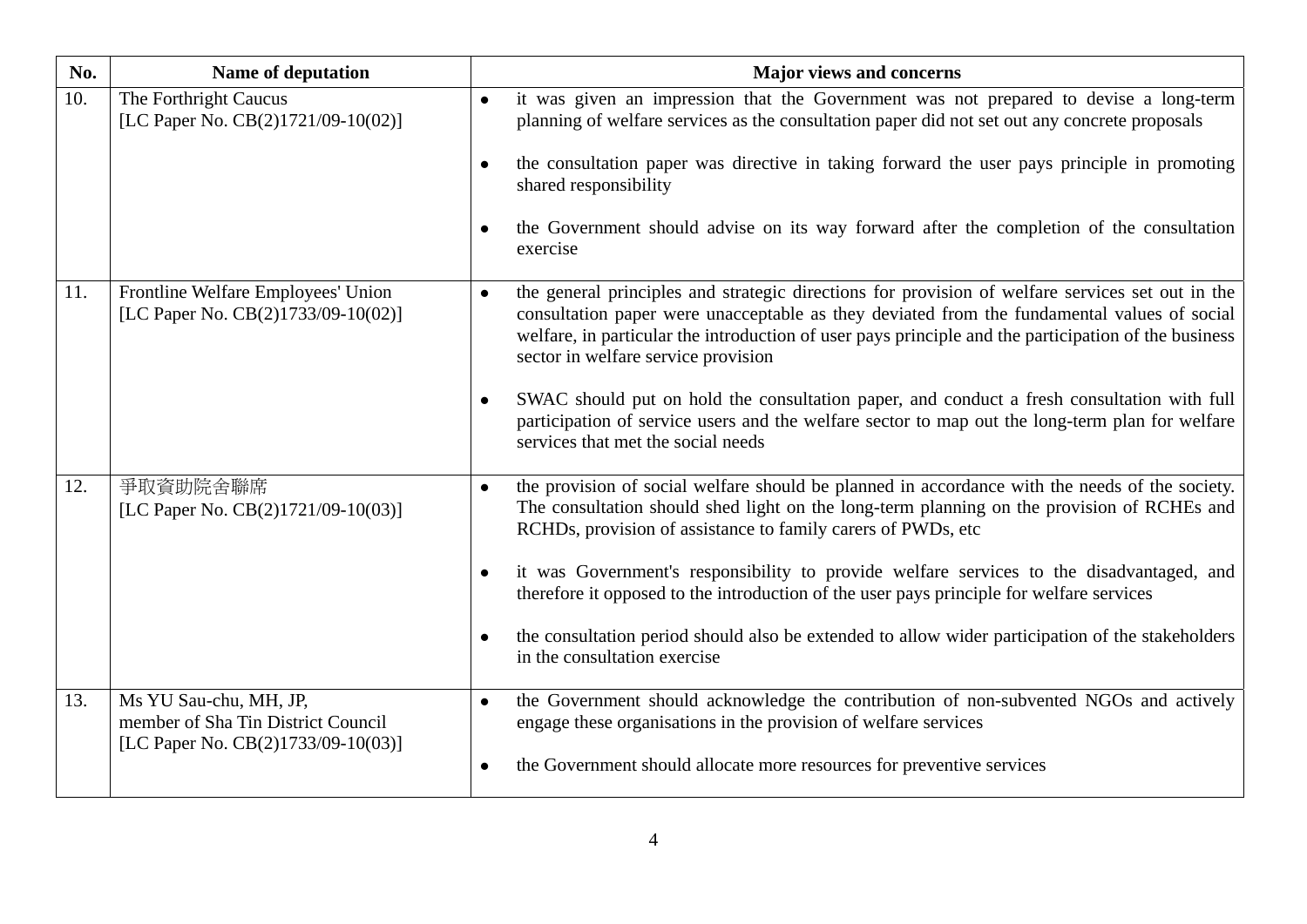| No. | Name of deputation | Major views and concerns |
|---|---|---|
| 10. | The Forthright Caucus<br>[LC Paper No. CB(2)1721/09-10(02)] | • it was given an impression that the Government was not prepared to devise a long-term planning of welfare services as the consultation paper did not set out any concrete proposals<br><br>• the consultation paper was directive in taking forward the user pays principle in promoting shared responsibility<br><br>• the Government should advise on its way forward after the completion of the consultation exercise |
| 11. | Frontline Welfare Employees' Union<br>[LC Paper No. CB(2)1733/09-10(02)] | • the general principles and strategic directions for provision of welfare services set out in the consultation paper were unacceptable as they deviated from the fundamental values of social welfare, in particular the introduction of user pays principle and the participation of the business sector in welfare service provision<br><br>• SWAC should put on hold the consultation paper, and conduct a fresh consultation with full participation of service users and the welfare sector to map out the long-term plan for welfare services that met the social needs |
| 12. | 爭取資助院舍聯席<br>[LC Paper No. CB(2)1721/09-10(03)] | • the provision of social welfare should be planned in accordance with the needs of the society. The consultation should shed light on the long-term planning on the provision of RCHEs and RCHDs, provision of assistance to family carers of PWDs, etc<br><br>• it was Government's responsibility to provide welfare services to the disadvantaged, and therefore it opposed to the introduction of the user pays principle for welfare services<br><br>• the consultation period should also be extended to allow wider participation of the stakeholders in the consultation exercise |
| 13. | Ms YU Sau-chu, MH, JP,<br>member of Sha Tin District Council<br>[LC Paper No. CB(2)1733/09-10(03)] | • the Government should acknowledge the contribution of non-subvented NGOs and actively engage these organisations in the provision of welfare services<br><br>• the Government should allocate more resources for preventive services |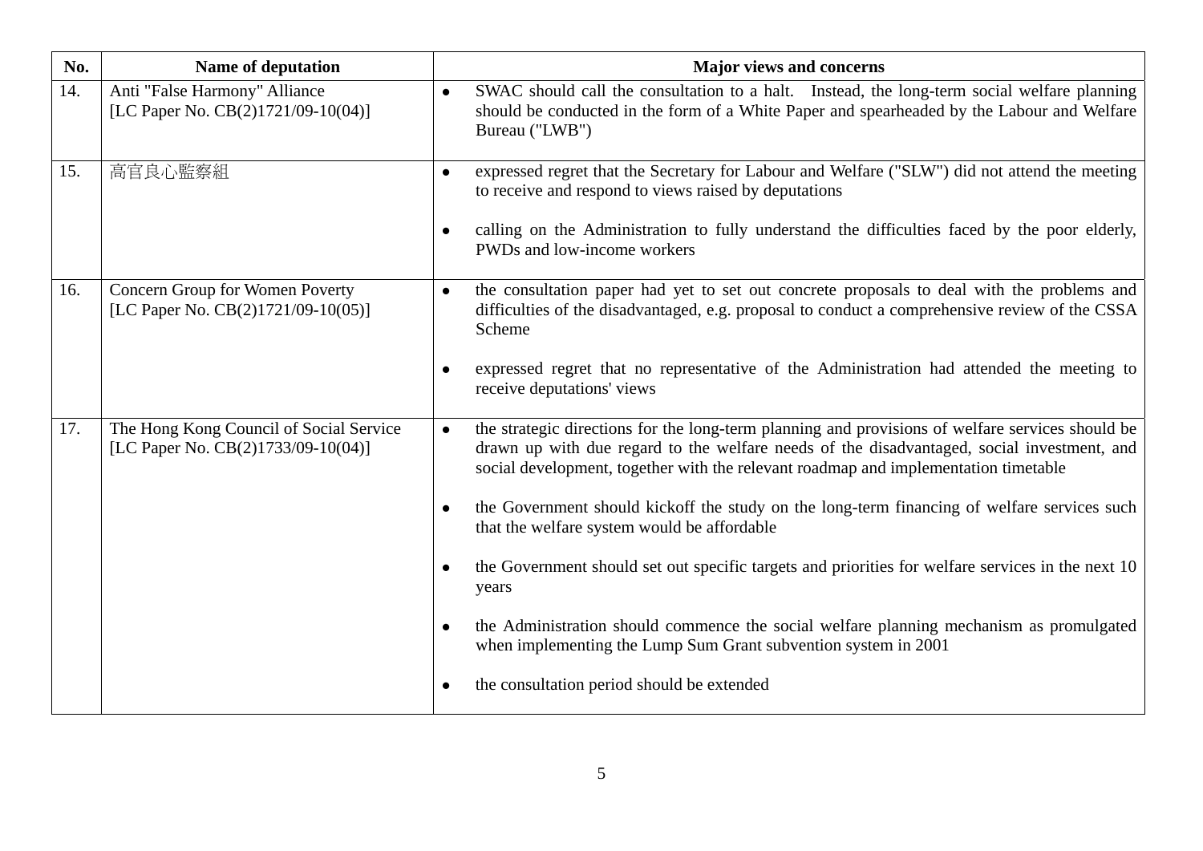| No. | Name of deputation | Major views and concerns |
|---|---|---|
| 14. | Anti "False Harmony" Alliance [LC Paper No. CB(2)1721/09-10(04)] | • SWAC should call the consultation to a halt. Instead, the long-term social welfare planning should be conducted in the form of a White Paper and spearheaded by the Labour and Welfare Bureau ("LWB") |
| 15. | 高官良心監察組 | • expressed regret that the Secretary for Labour and Welfare ("SLW") did not attend the meeting to receive and respond to views raised by deputations<br><br>• calling on the Administration to fully understand the difficulties faced by the poor elderly, PWDs and low-income workers |
| 16. | Concern Group for Women Poverty [LC Paper No. CB(2)1721/09-10(05)] | • the consultation paper had yet to set out concrete proposals to deal with the problems and difficulties of the disadvantaged, e.g. proposal to conduct a comprehensive review of the CSSA Scheme<br><br>• expressed regret that no representative of the Administration had attended the meeting to receive deputations' views |
| 17. | The Hong Kong Council of Social Service [LC Paper No. CB(2)1733/09-10(04)] | • the strategic directions for the long-term planning and provisions of welfare services should be drawn up with due regard to the welfare needs of the disadvantaged, social investment, and social development, together with the relevant roadmap and implementation timetable<br><br>• the Government should kickoff the study on the long-term financing of welfare services such that the welfare system would be affordable<br><br>• the Government should set out specific targets and priorities for welfare services in the next 10 years<br><br>• the Administration should commence the social welfare planning mechanism as promulgated when implementing the Lump Sum Grant subvention system in 2001<br><br>• the consultation period should be extended |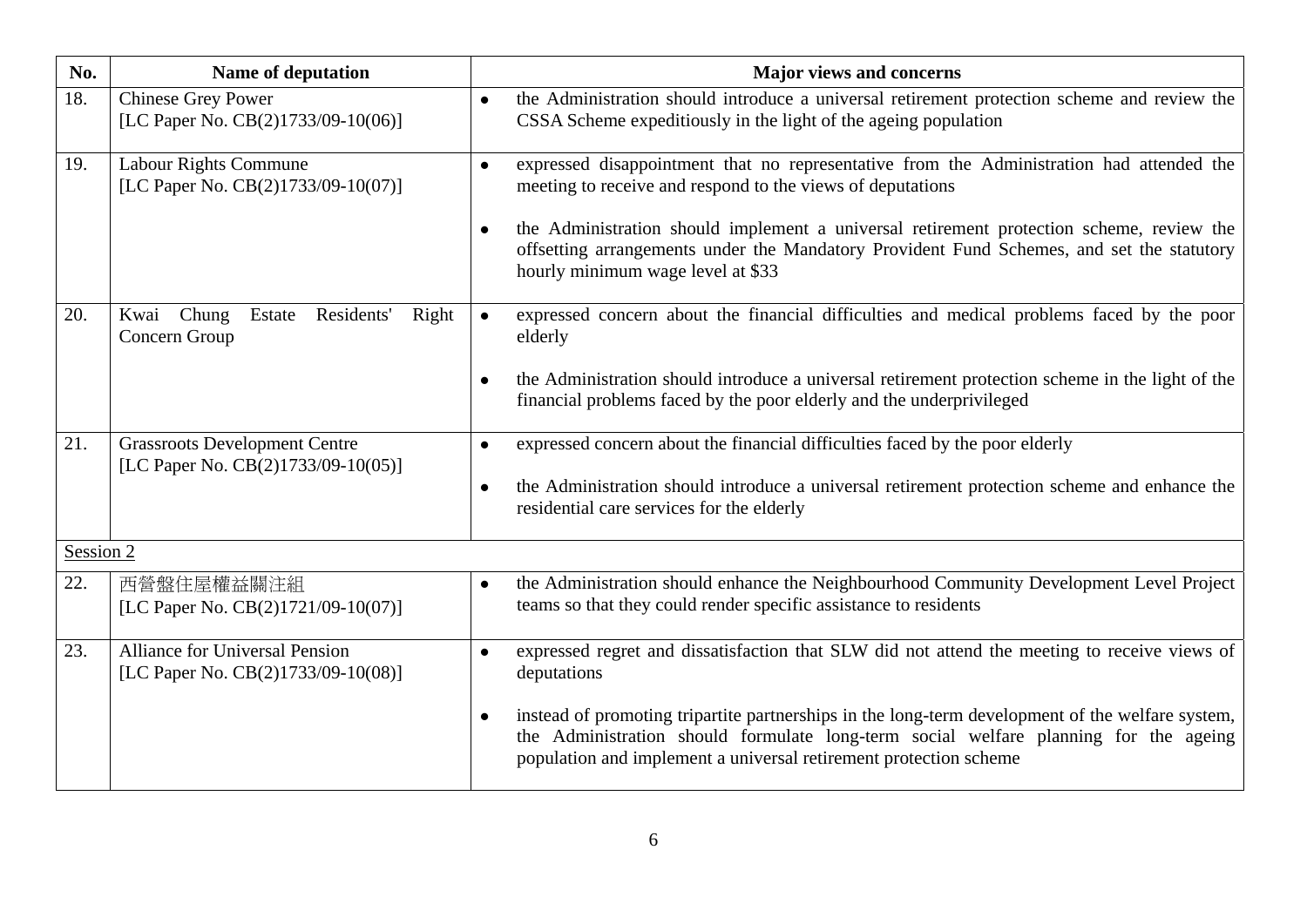| No. | Name of deputation | Major views and concerns |
|---|---|---|
| 18. | Chinese Grey Power<br>[LC Paper No. CB(2)1733/09-10(06)] | • the Administration should introduce a universal retirement protection scheme and review the CSSA Scheme expeditiously in the light of the ageing population |
| 19. | Labour Rights Commune<br>[LC Paper No. CB(2)1733/09-10(07)] | • expressed disappointment that no representative from the Administration had attended the meeting to receive and respond to the views of deputations<br><br>• the Administration should implement a universal retirement protection scheme, review the offsetting arrangements under the Mandatory Provident Fund Schemes, and set the statutory hourly minimum wage level at $33 |
| 20. | Kwai Chung Estate Residents' Right Concern Group | • expressed concern about the financial difficulties and medical problems faced by the poor elderly<br><br>• the Administration should introduce a universal retirement protection scheme in the light of the financial problems faced by the poor elderly and the underprivileged |
| 21. | Grassroots Development Centre<br>[LC Paper No. CB(2)1733/09-10(05)] | • expressed concern about the financial difficulties faced by the poor elderly<br><br>• the Administration should introduce a universal retirement protection scheme and enhance the residential care services for the elderly |
| Session 2 | | |
| 22. | 西營盤住屋權益關注組<br>[LC Paper No. CB(2)1721/09-10(07)] | • the Administration should enhance the Neighbourhood Community Development Level Project teams so that they could render specific assistance to residents |
| 23. | Alliance for Universal Pension<br>[LC Paper No. CB(2)1733/09-10(08)] | • expressed regret and dissatisfaction that SLW did not attend the meeting to receive views of deputations<br><br>• instead of promoting tripartite partnerships in the long-term development of the welfare system, the Administration should formulate long-term social welfare planning for the ageing population and implement a universal retirement protection scheme |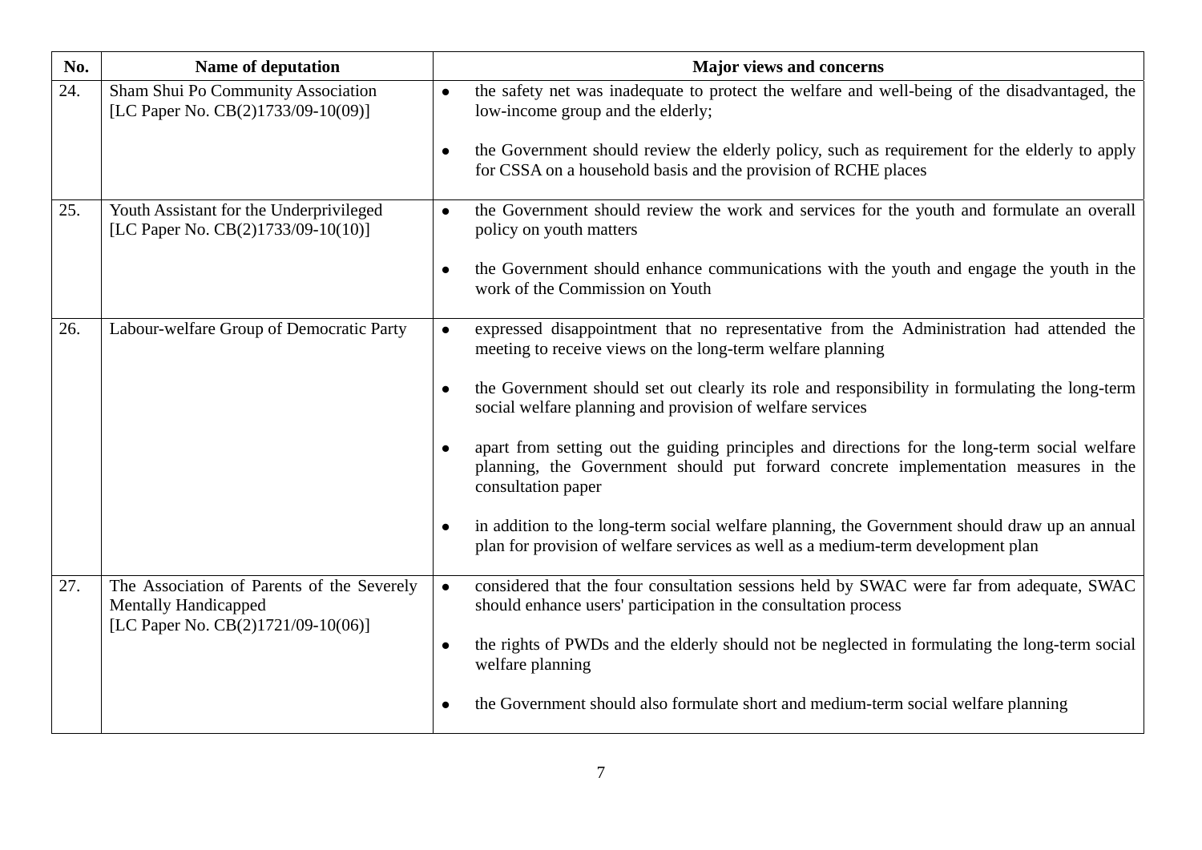| No. | Name of deputation | Major views and concerns |
|---|---|---|
| 24. | Sham Shui Po Community Association [LC Paper No. CB(2)1733/09-10(09)] | • the safety net was inadequate to protect the welfare and well-being of the disadvantaged, the low-income group and the elderly;<br><br>• the Government should review the elderly policy, such as requirement for the elderly to apply for CSSA on a household basis and the provision of RCHE places |
| 25. | Youth Assistant for the Underprivileged [LC Paper No. CB(2)1733/09-10(10)] | • the Government should review the work and services for the youth and formulate an overall policy on youth matters<br><br>• the Government should enhance communications with the youth and engage the youth in the work of the Commission on Youth |
| 26. | Labour-welfare Group of Democratic Party | • expressed disappointment that no representative from the Administration had attended the meeting to receive views on the long-term welfare planning<br><br>• the Government should set out clearly its role and responsibility in formulating the long-term social welfare planning and provision of welfare services<br><br>• apart from setting out the guiding principles and directions for the long-term social welfare planning, the Government should put forward concrete implementation measures in the consultation paper<br><br>• in addition to the long-term social welfare planning, the Government should draw up an annual plan for provision of welfare services as well as a medium-term development plan |
| 27. | The Association of Parents of the Severely Mentally Handicapped [LC Paper No. CB(2)1721/09-10(06)] | • considered that the four consultation sessions held by SWAC were far from adequate, SWAC should enhance users' participation in the consultation process<br><br>• the rights of PWDs and the elderly should not be neglected in formulating the long-term social welfare planning<br><br>• the Government should also formulate short and medium-term social welfare planning |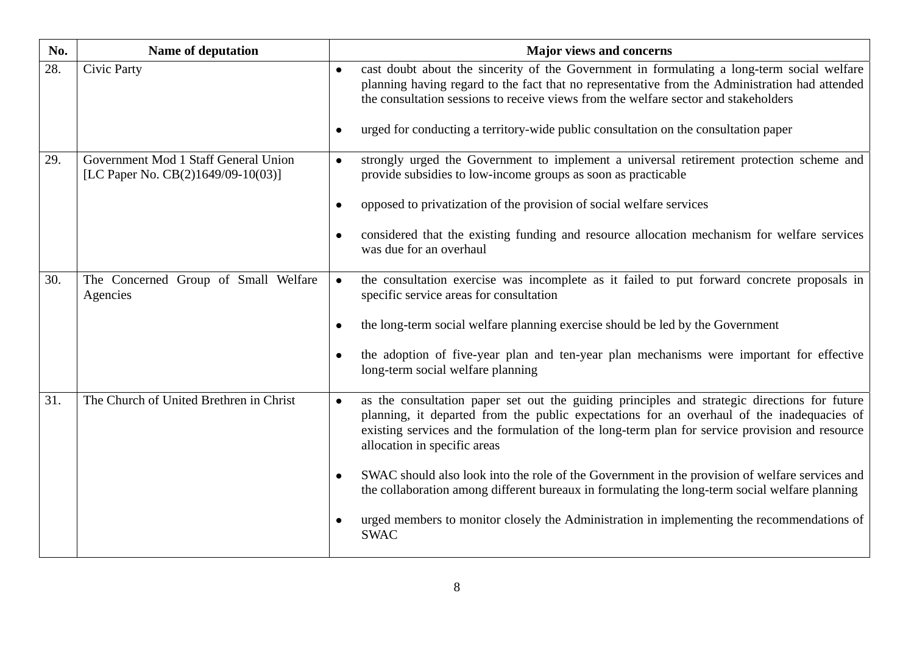| No. | Name of deputation | Major views and concerns |
|---|---|---|
| 28. | Civic Party | • cast doubt about the sincerity of the Government in formulating a long-term social welfare planning having regard to the fact that no representative from the Administration had attended the consultation sessions to receive views from the welfare sector and stakeholders<br><br>• urged for conducting a territory-wide public consultation on the consultation paper |
| 29. | Government Mod 1 Staff General Union [LC Paper No. CB(2)1649/09-10(03)] | • strongly urged the Government to implement a universal retirement protection scheme and provide subsidies to low-income groups as soon as practicable<br><br>• opposed to privatization of the provision of social welfare services<br><br>• considered that the existing funding and resource allocation mechanism for welfare services was due for an overhaul |
| 30. | The Concerned Group of Small Welfare Agencies | • the consultation exercise was incomplete as it failed to put forward concrete proposals in specific service areas for consultation<br><br>• the long-term social welfare planning exercise should be led by the Government<br><br>• the adoption of five-year plan and ten-year plan mechanisms were important for effective long-term social welfare planning |
| 31. | The Church of United Brethren in Christ | • as the consultation paper set out the guiding principles and strategic directions for future planning, it departed from the public expectations for an overhaul of the inadequacies of existing services and the formulation of the long-term plan for service provision and resource allocation in specific areas<br><br>• SWAC should also look into the role of the Government in the provision of welfare services and the collaboration among different bureaux in formulating the long-term social welfare planning<br><br>• urged members to monitor closely the Administration in implementing the recommendations of SWAC |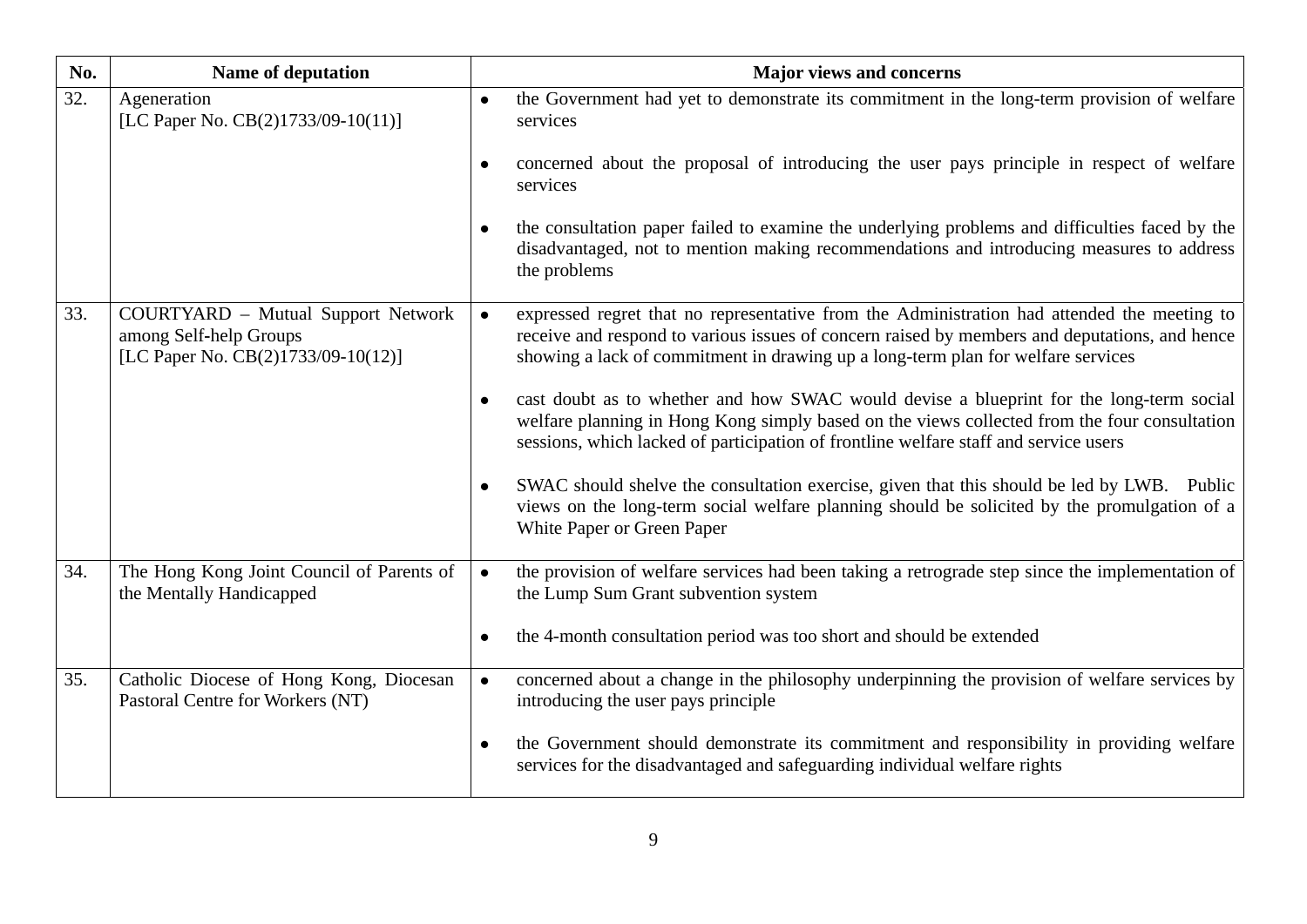| No. | Name of deputation | Major views and concerns |
|---|---|---|
| 32. | Ageneration [LC Paper No. CB(2)1733/09-10(11)] | ● the Government had yet to demonstrate its commitment in the long-term provision of welfare services<br><br>● concerned about the proposal of introducing the user pays principle in respect of welfare services<br><br>● the consultation paper failed to examine the underlying problems and difficulties faced by the disadvantaged, not to mention making recommendations and introducing measures to address the problems |
| 33. | COURTYARD – Mutual Support Network among Self-help Groups [LC Paper No. CB(2)1733/09-10(12)] | ● expressed regret that no representative from the Administration had attended the meeting to receive and respond to various issues of concern raised by members and deputations, and hence showing a lack of commitment in drawing up a long-term plan for welfare services<br><br>● cast doubt as to whether and how SWAC would devise a blueprint for the long-term social welfare planning in Hong Kong simply based on the views collected from the four consultation sessions, which lacked of participation of frontline welfare staff and service users<br><br>● SWAC should shelve the consultation exercise, given that this should be led by LWB. Public views on the long-term social welfare planning should be solicited by the promulgation of a White Paper or Green Paper |
| 34. | The Hong Kong Joint Council of Parents of the Mentally Handicapped | ● the provision of welfare services had been taking a retrograde step since the implementation of the Lump Sum Grant subvention system<br><br>● the 4-month consultation period was too short and should be extended |
| 35. | Catholic Diocese of Hong Kong, Diocesan Pastoral Centre for Workers (NT) | ● concerned about a change in the philosophy underpinning the provision of welfare services by introducing the user pays principle<br><br>● the Government should demonstrate its commitment and responsibility in providing welfare services for the disadvantaged and safeguarding individual welfare rights |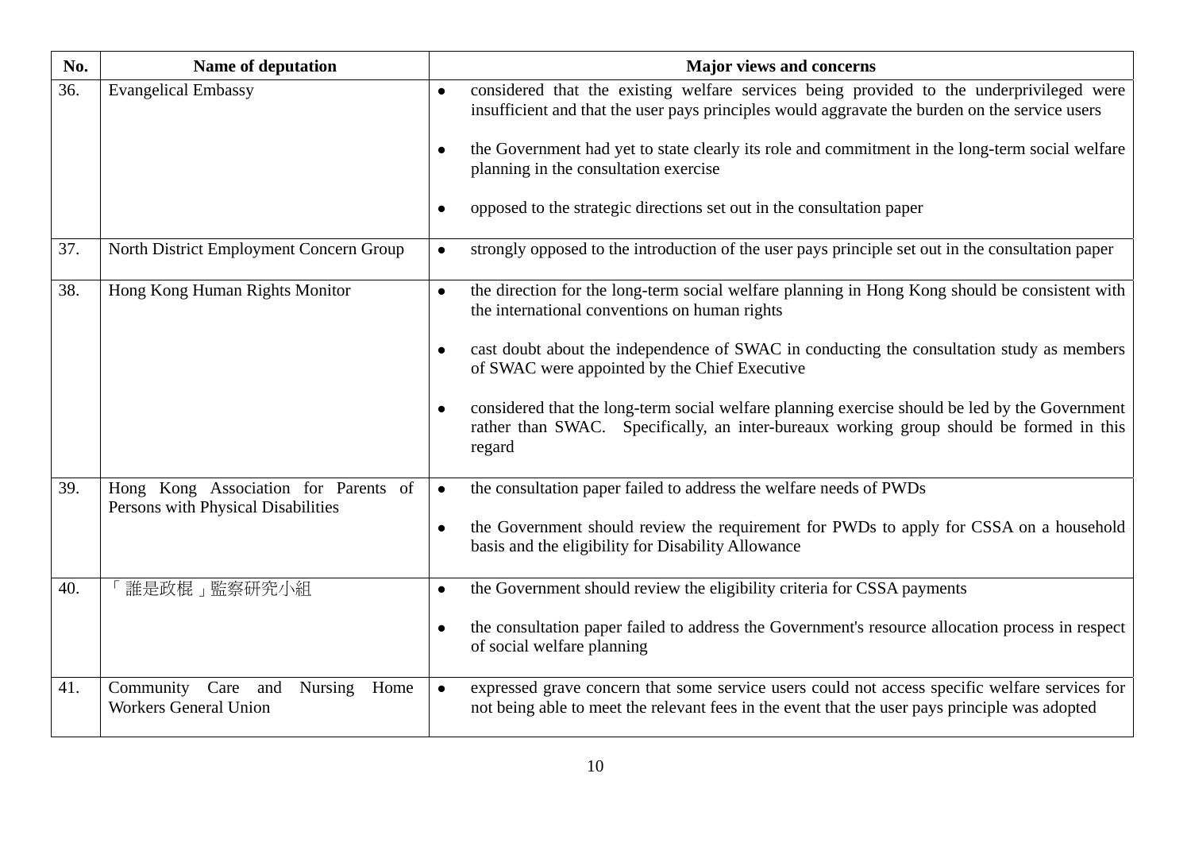| No. | Name of deputation | Major views and concerns |
|---|---|---|
| 36. | Evangelical Embassy | • considered that the existing welfare services being provided to the underprivileged were insufficient and that the user pays principles would aggravate the burden on the service users<br><br>• the Government had yet to state clearly its role and commitment in the long-term social welfare planning in the consultation exercise<br><br>• opposed to the strategic directions set out in the consultation paper |
| 37. | North District Employment Concern Group | • strongly opposed to the introduction of the user pays principle set out in the consultation paper |
| 38. | Hong Kong Human Rights Monitor | • the direction for the long-term social welfare planning in Hong Kong should be consistent with the international conventions on human rights<br><br>• cast doubt about the independence of SWAC in conducting the consultation study as members of SWAC were appointed by the Chief Executive<br><br>• considered that the long-term social welfare planning exercise should be led by the Government rather than SWAC. Specifically, an inter-bureaux working group should be formed in this regard |
| 39. | Hong Kong Association for Parents of Persons with Physical Disabilities | • the consultation paper failed to address the welfare needs of PWDs<br><br>• the Government should review the requirement for PWDs to apply for CSSA on a household basis and the eligibility for Disability Allowance |
| 40. | 「誰是政棍」監察研究小組 | • the Government should review the eligibility criteria for CSSA payments<br><br>• the consultation paper failed to address the Government's resource allocation process in respect of social welfare planning |
| 41. | Community Care and Nursing Home Workers General Union | • expressed grave concern that some service users could not access specific welfare services for not being able to meet the relevant fees in the event that the user pays principle was adopted |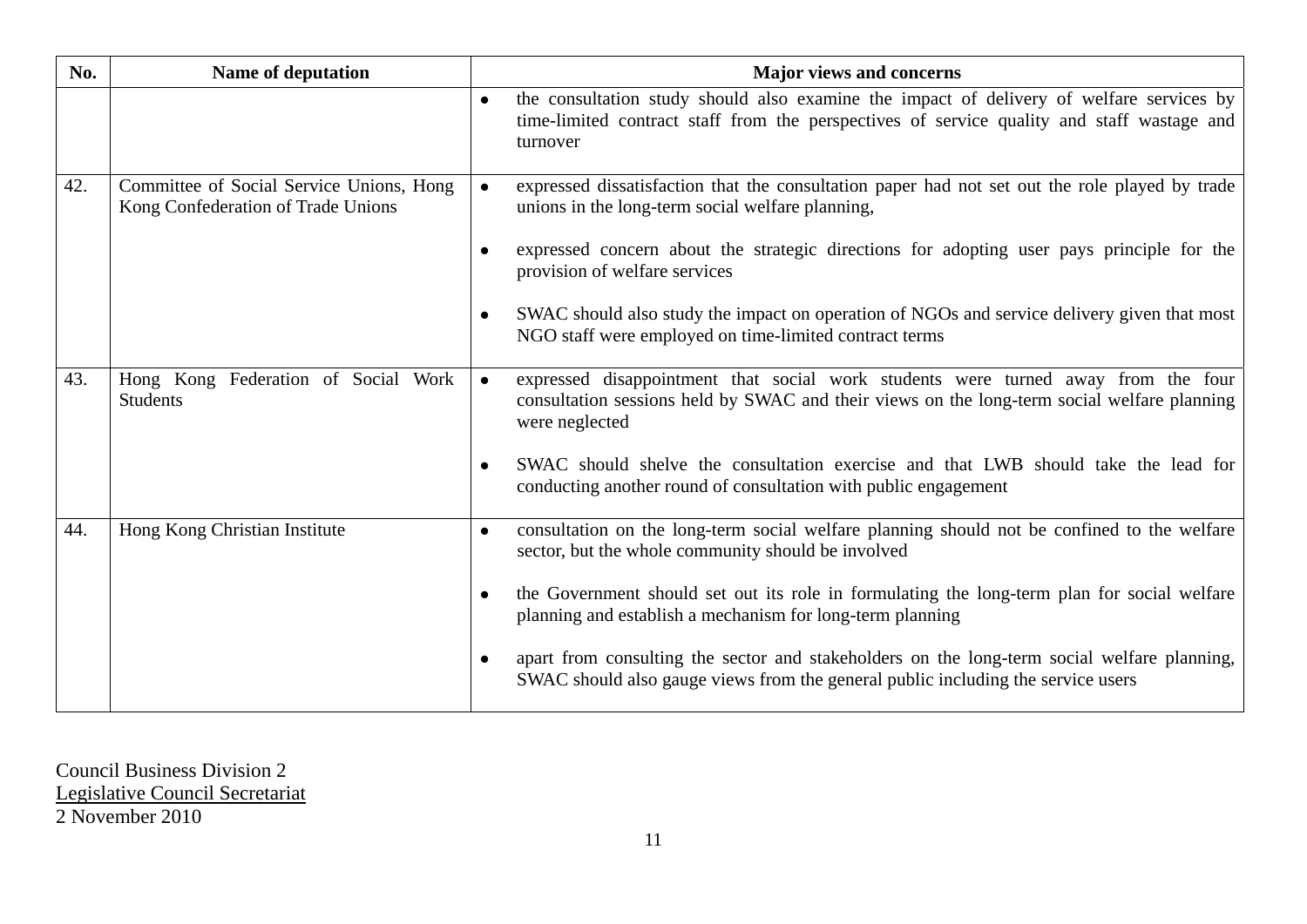| No. | Name of deputation | Major views and concerns |
| --- | --- | --- |
| | | • the consultation study should also examine the impact of delivery of welfare services by time-limited contract staff from the perspectives of service quality and staff wastage and turnover |
| 42. | Committee of Social Service Unions, Hong Kong Confederation of Trade Unions | • expressed dissatisfaction that the consultation paper had not set out the role played by trade unions in the long-term social welfare planning,<br><br>• expressed concern about the strategic directions for adopting user pays principle for the provision of welfare services<br><br>• SWAC should also study the impact on operation of NGOs and service delivery given that most NGO staff were employed on time-limited contract terms |
| 43. | Hong Kong Federation of Social Work Students | • expressed disappointment that social work students were turned away from the four consultation sessions held by SWAC and their views on the long-term social welfare planning were neglected<br><br>• SWAC should shelve the consultation exercise and that LWB should take the lead for conducting another round of consultation with public engagement |
| 44. | Hong Kong Christian Institute | • consultation on the long-term social welfare planning should not be confined to the welfare sector, but the whole community should be involved<br><br>• the Government should set out its role in formulating the long-term plan for social welfare planning and establish a mechanism for long-term planning<br><br>• apart from consulting the sector and stakeholders on the long-term social welfare planning, SWAC should also gauge views from the general public including the service users |

Council Business Division 2
Legislative Council Secretariat
2 November 2010